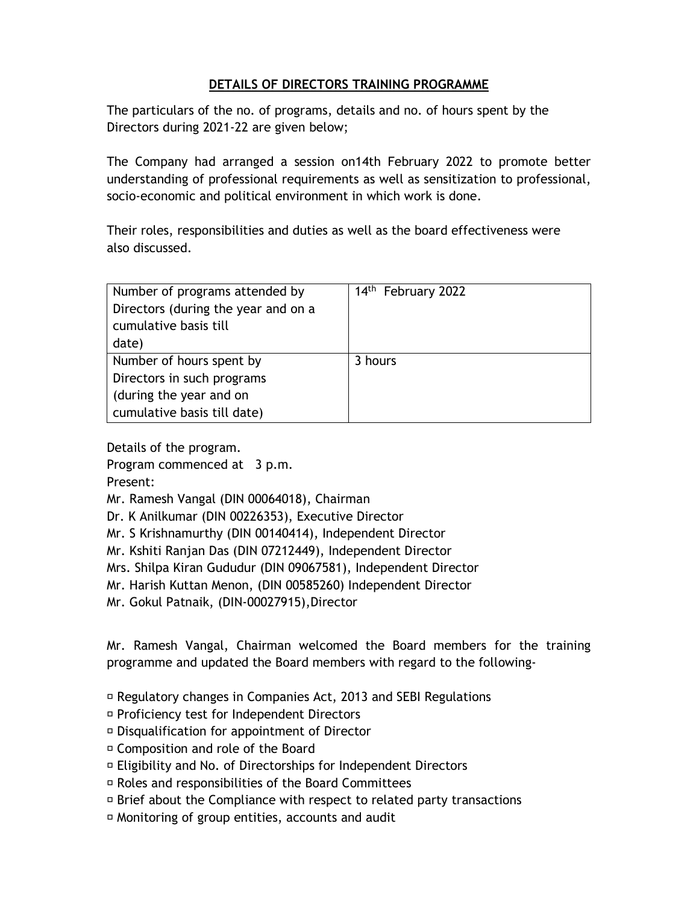# DETAILS OF DIRECTORS TRAINING PROGRAMME

The particulars of the no. of programs, details and no. of hours spent by the Directors during 2021-22 are given below;

The Company had arranged a session on14th February 2022 to promote better understanding of professional requirements as well as sensitization to professional, socio-economic and political environment in which work is done.

Their roles, responsibilities and duties as well as the board effectiveness were also discussed.

| | |
|---|---|
| Number of programs attended by Directors (during the year and on a cumulative basis till date) | 14th February 2022 |
| Number of hours spent by Directors in such programs (during the year and on cumulative basis till date) | 3 hours |

Details of the program.

Program commenced at 3 p.m.

Present:

Mr. Ramesh Vangal (DIN 00064018), Chairman

Dr. K Anilkumar (DIN 00226353), Executive Director

Mr. S Krishnamurthy (DIN 00140414), Independent Director

Mr. Kshiti Ranjan Das (DIN 07212449), Independent Director

Mrs. Shilpa Kiran Gududur (DIN 09067581), Independent Director

Mr. Harish Kuttan Menon, (DIN 00585260) Independent Director

Mr. Gokul Patnaik, (DIN-00027915),Director

Mr. Ramesh Vangal, Chairman welcomed the Board members for the training programme and updated the Board members with regard to the following-

- Regulatory changes in Companies Act, 2013 and SEBI Regulations
- Proficiency test for Independent Directors
- Disqualification for appointment of Director
- Composition and role of the Board
- Eligibility and No. of Directorships for Independent Directors
- Roles and responsibilities of the Board Committees
- Brief about the Compliance with respect to related party transactions
- Monitoring of group entities, accounts and audit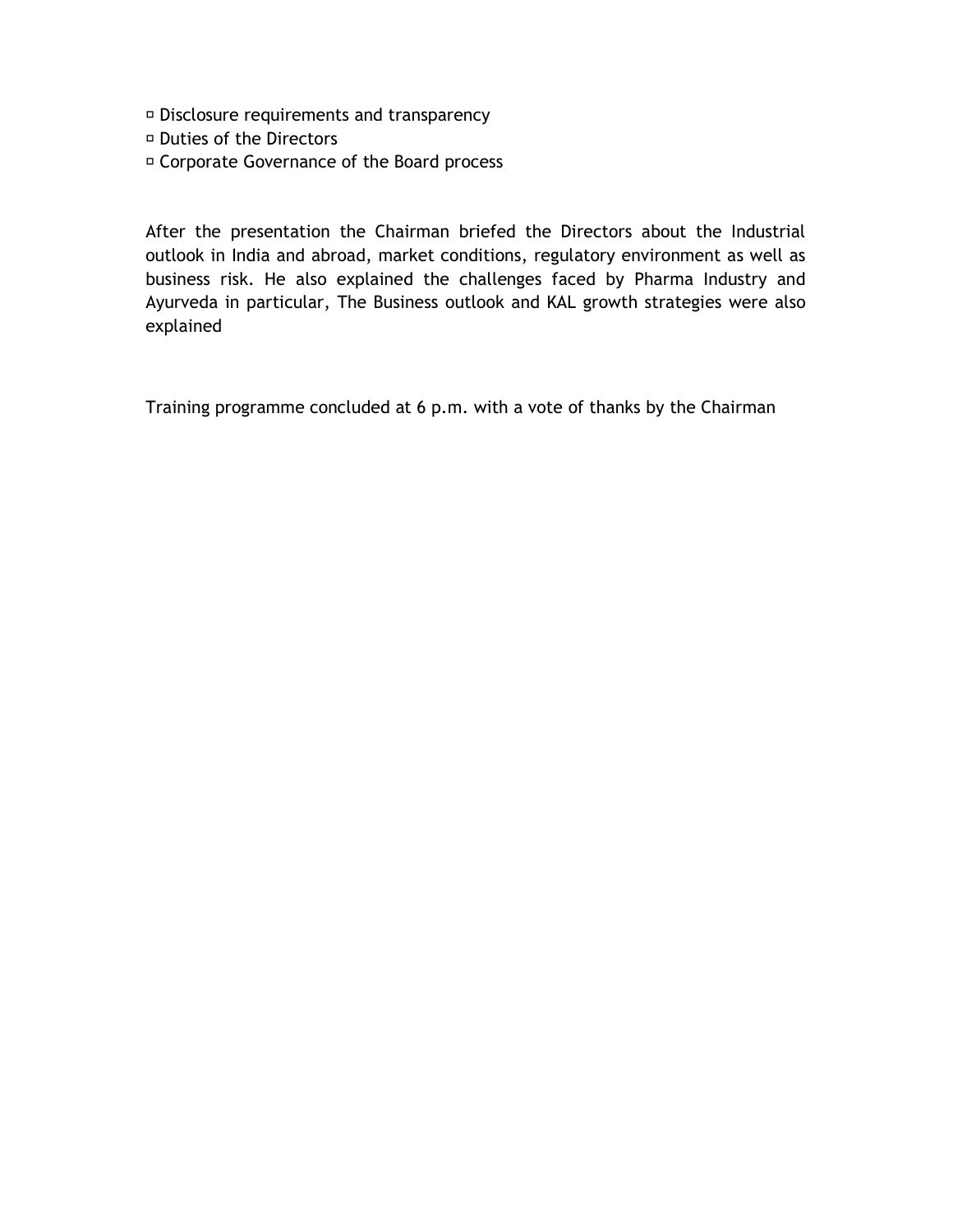- Disclosure requirements and transparency
- Duties of the Directors
- Corporate Governance of the Board process

After the presentation the Chairman briefed the Directors about the Industrial outlook in India and abroad, market conditions, regulatory environment as well as business risk. He also explained the challenges faced by Pharma Industry and Ayurveda in particular, The Business outlook and KAL growth strategies were also explained

Training programme concluded at 6 p.m. with a vote of thanks by the Chairman